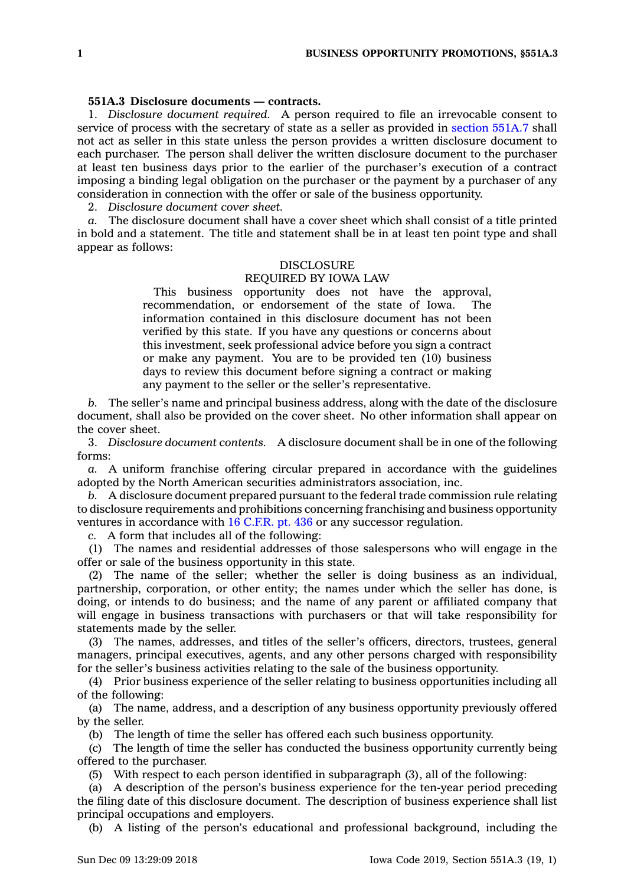**551A.3 Disclosure documents — contracts.**

1. *Disclosure document required.* A person required to file an irrevocable consent to service of process with the secretary of state as a seller as provided in section 551A.7 shall not act as seller in this state unless the person provides a written disclosure document to each purchaser. The person shall deliver the written disclosure document to the purchaser at least ten business days prior to the earlier of the purchaser's execution of a contract imposing a binding legal obligation on the purchaser or the payment by a purchaser of any consideration in connection with the offer or sale of the business opportunity.

2. *Disclosure document cover sheet.*

*a.* The disclosure document shall have a cover sheet which shall consist of a title printed in bold and a statement. The title and statement shall be in at least ten point type and shall appear as follows:

DISCLOSURE
REQUIRED BY IOWA LAW

> This business opportunity does not have the approval, recommendation, or endorsement of the state of Iowa. The information contained in this disclosure document has not been verified by this state. If you have any questions or concerns about this investment, seek professional advice before you sign a contract or make any payment. You are to be provided ten (10) business days to review this document before signing a contract or making any payment to the seller or the seller's representative.

*b.* The seller's name and principal business address, along with the date of the disclosure document, shall also be provided on the cover sheet. No other information shall appear on the cover sheet.

3. *Disclosure document contents.* A disclosure document shall be in one of the following forms:

*a.* A uniform franchise offering circular prepared in accordance with the guidelines adopted by the North American securities administrators association, inc.

*b.* A disclosure document prepared pursuant to the federal trade commission rule relating to disclosure requirements and prohibitions concerning franchising and business opportunity ventures in accordance with 16 C.F.R. pt. 436 or any successor regulation.

*c.* A form that includes all of the following:

(1) The names and residential addresses of those salespersons who will engage in the offer or sale of the business opportunity in this state.

(2) The name of the seller; whether the seller is doing business as an individual, partnership, corporation, or other entity; the names under which the seller has done, is doing, or intends to do business; and the name of any parent or affiliated company that will engage in business transactions with purchasers or that will take responsibility for statements made by the seller.

(3) The names, addresses, and titles of the seller's officers, directors, trustees, general managers, principal executives, agents, and any other persons charged with responsibility for the seller's business activities relating to the sale of the business opportunity.

(4) Prior business experience of the seller relating to business opportunities including all of the following:

(a) The name, address, and a description of any business opportunity previously offered by the seller.

(b) The length of time the seller has offered each such business opportunity.

(c) The length of time the seller has conducted the business opportunity currently being offered to the purchaser.

(5) With respect to each person identified in subparagraph (3), all of the following:

(a) A description of the person's business experience for the ten-year period preceding the filing date of this disclosure document. The description of business experience shall list principal occupations and employers.

(b) A listing of the person's educational and professional background, including the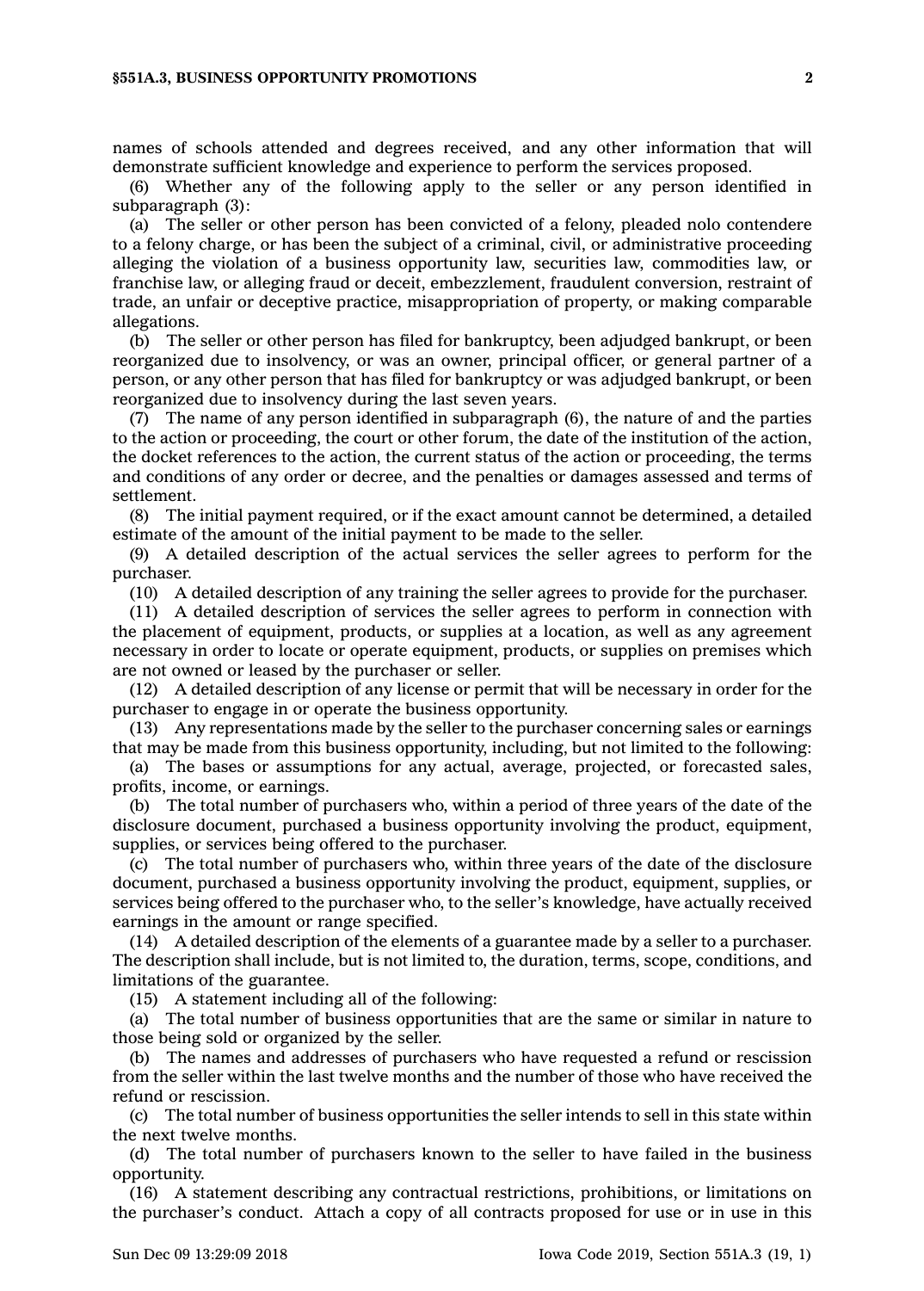names of schools attended and degrees received, and any other information that will demonstrate sufficient knowledge and experience to perform the services proposed.

(6) Whether any of the following apply to the seller or any person identified in subparagraph (3):

(a) The seller or other person has been convicted of a felony, pleaded nolo contendere to a felony charge, or has been the subject of a criminal, civil, or administrative proceeding alleging the violation of a business opportunity law, securities law, commodities law, or franchise law, or alleging fraud or deceit, embezzlement, fraudulent conversion, restraint of trade, an unfair or deceptive practice, misappropriation of property, or making comparable allegations.

(b) The seller or other person has filed for bankruptcy, been adjudged bankrupt, or been reorganized due to insolvency, or was an owner, principal officer, or general partner of a person, or any other person that has filed for bankruptcy or was adjudged bankrupt, or been reorganized due to insolvency during the last seven years.

(7) The name of any person identified in subparagraph (6), the nature of and the parties to the action or proceeding, the court or other forum, the date of the institution of the action, the docket references to the action, the current status of the action or proceeding, the terms and conditions of any order or decree, and the penalties or damages assessed and terms of settlement.

(8) The initial payment required, or if the exact amount cannot be determined, a detailed estimate of the amount of the initial payment to be made to the seller.

(9) A detailed description of the actual services the seller agrees to perform for the purchaser.

(10) A detailed description of any training the seller agrees to provide for the purchaser.

(11) A detailed description of services the seller agrees to perform in connection with the placement of equipment, products, or supplies at a location, as well as any agreement necessary in order to locate or operate equipment, products, or supplies on premises which are not owned or leased by the purchaser or seller.

(12) A detailed description of any license or permit that will be necessary in order for the purchaser to engage in or operate the business opportunity.

(13) Any representations made by the seller to the purchaser concerning sales or earnings that may be made from this business opportunity, including, but not limited to the following:

(a) The bases or assumptions for any actual, average, projected, or forecasted sales, profits, income, or earnings.

(b) The total number of purchasers who, within a period of three years of the date of the disclosure document, purchased a business opportunity involving the product, equipment, supplies, or services being offered to the purchaser.

(c) The total number of purchasers who, within three years of the date of the disclosure document, purchased a business opportunity involving the product, equipment, supplies, or services being offered to the purchaser who, to the seller's knowledge, have actually received earnings in the amount or range specified.

(14) A detailed description of the elements of a guarantee made by a seller to a purchaser. The description shall include, but is not limited to, the duration, terms, scope, conditions, and limitations of the guarantee.

(15) A statement including all of the following:

(a) The total number of business opportunities that are the same or similar in nature to those being sold or organized by the seller.

(b) The names and addresses of purchasers who have requested a refund or rescission from the seller within the last twelve months and the number of those who have received the refund or rescission.

(c) The total number of business opportunities the seller intends to sell in this state within the next twelve months.

(d) The total number of purchasers known to the seller to have failed in the business opportunity.

(16) A statement describing any contractual restrictions, prohibitions, or limitations on the purchaser's conduct. Attach a copy of all contracts proposed for use or in use in this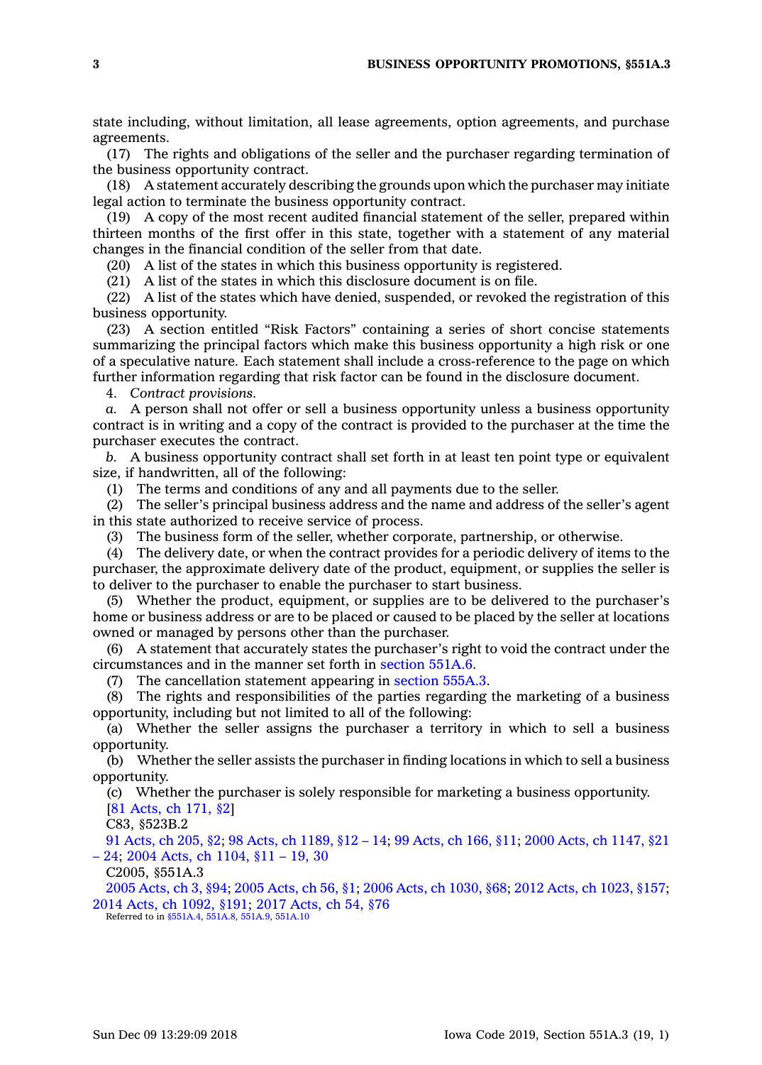state including, without limitation, all lease agreements, option agreements, and purchase agreements.

(17) The rights and obligations of the seller and the purchaser regarding termination of the business opportunity contract.

(18) A statement accurately describing the grounds upon which the purchaser may initiate legal action to terminate the business opportunity contract.

(19) A copy of the most recent audited financial statement of the seller, prepared within thirteen months of the first offer in this state, together with a statement of any material changes in the financial condition of the seller from that date.

(20) A list of the states in which this business opportunity is registered.

(21) A list of the states in which this disclosure document is on file.

(22) A list of the states which have denied, suspended, or revoked the registration of this business opportunity.

(23) A section entitled "Risk Factors" containing a series of short concise statements summarizing the principal factors which make this business opportunity a high risk or one of a speculative nature. Each statement shall include a cross-reference to the page on which further information regarding that risk factor can be found in the disclosure document.

4. *Contract provisions.*

*a.* A person shall not offer or sell a business opportunity unless a business opportunity contract is in writing and a copy of the contract is provided to the purchaser at the time the purchaser executes the contract.

*b.* A business opportunity contract shall set forth in at least ten point type or equivalent size, if handwritten, all of the following:

(1) The terms and conditions of any and all payments due to the seller.

(2) The seller's principal business address and the name and address of the seller's agent in this state authorized to receive service of process.

(3) The business form of the seller, whether corporate, partnership, or otherwise.

(4) The delivery date, or when the contract provides for a periodic delivery of items to the purchaser, the approximate delivery date of the product, equipment, or supplies the seller is to deliver to the purchaser to enable the purchaser to start business.

(5) Whether the product, equipment, or supplies are to be delivered to the purchaser's home or business address or are to be placed or caused to be placed by the seller at locations owned or managed by persons other than the purchaser.

(6) A statement that accurately states the purchaser's right to void the contract under the circumstances and in the manner set forth in section 551A.6.

(7) The cancellation statement appearing in section 555A.3.

(8) The rights and responsibilities of the parties regarding the marketing of a business opportunity, including but not limited to all of the following:

(a) Whether the seller assigns the purchaser a territory in which to sell a business opportunity.

(b) Whether the seller assists the purchaser in finding locations in which to sell a business opportunity.

(c) Whether the purchaser is solely responsible for marketing a business opportunity.

[81 Acts, ch 171, §2]

C83, §523B.2

91 Acts, ch 205, §2; 98 Acts, ch 1189, §12 – 14; 99 Acts, ch 166, §11; 2000 Acts, ch 1147, §21 – 24; 2004 Acts, ch 1104, §11 – 19, 30

C2005, §551A.3

2005 Acts, ch 3, §94; 2005 Acts, ch 56, §1; 2006 Acts, ch 1030, §68; 2012 Acts, ch 1023, §157; 2014 Acts, ch 1092, §191; 2017 Acts, ch 54, §76

Referred to in §551A.4, 551A.8, 551A.9, 551A.10